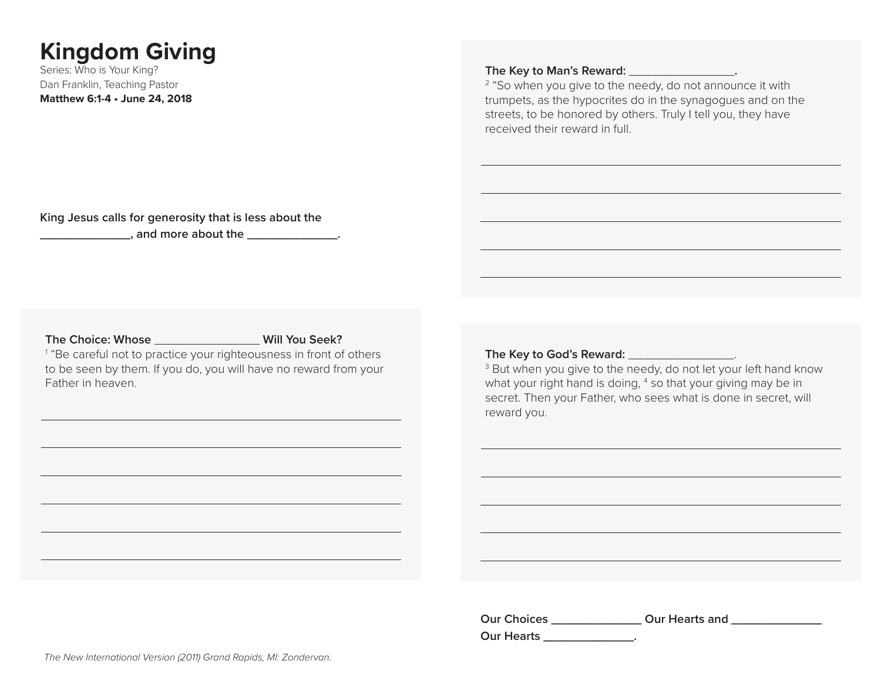# Kingdom Giving

Series: Who is Your King?
Dan Franklin, Teaching Pastor
**Matthew 6:1-4 • June 24, 2018**

**King Jesus calls for generosity that is less about the _______________, and more about the _______________.**

**The Choice: Whose _________________ Will You Seek?**
[1] "Be careful not to practice your righteousness in front of others to be seen by them. If you do, you will have no reward from your Father in heaven.

______________________________________________________________

______________________________________________________________

______________________________________________________________

______________________________________________________________

______________________________________________________________

______________________________________________________________

**The Key to Man's Reward: _________________.**
[2] "So when you give to the needy, do not announce it with trumpets, as the hypocrites do in the synagogues and on the streets, to be honored by others. Truly I tell you, they have received their reward in full.

______________________________________________________________

______________________________________________________________

______________________________________________________________

______________________________________________________________

______________________________________________________________

**The Key to God's Reward: _________________.**
[3] But when you give to the needy, do not let your left hand know what your right hand is doing, [4] so that your giving may be in secret. Then your Father, who sees what is done in secret, will reward you.

______________________________________________________________

______________________________________________________________

______________________________________________________________

______________________________________________________________

______________________________________________________________

**Our Choices _______________ Our Hearts and _______________ Our Hearts _______________.**

*The New International Version (2011) Grand Rapids, MI: Zondervan.*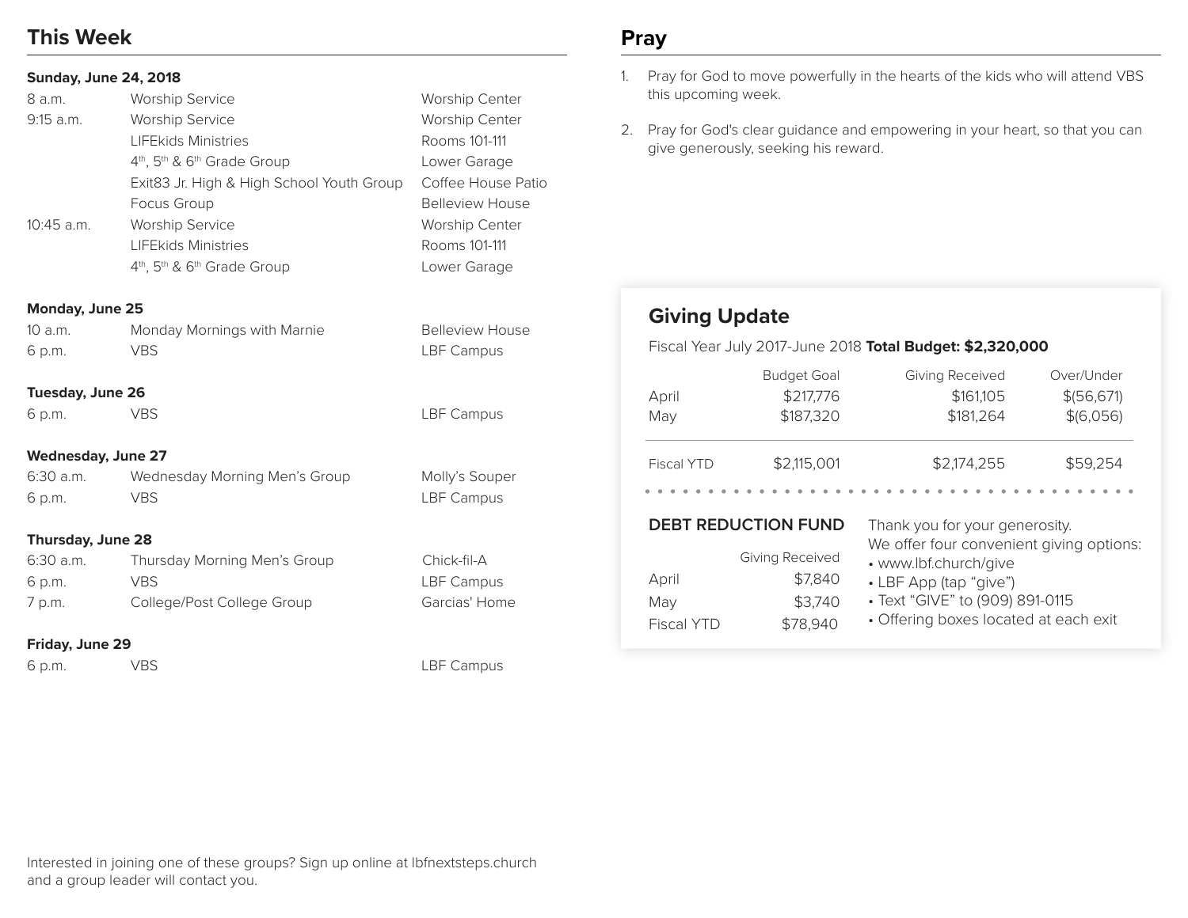## This Week

**Sunday, June 24, 2018**

| | | |
|---|---|---|
| 8 a.m. | Worship Service | Worship Center |
| 9:15 a.m. | Worship Service | Worship Center |
| | LIFEkids Ministries | Rooms 101-111 |
| | 4th, 5th & 6th Grade Group | Lower Garage |
| | Exit83 Jr. High & High School Youth Group | Coffee House Patio |
| | Focus Group | Belleview House |
| 10:45 a.m. | Worship Service | Worship Center |
| | LIFEkids Ministries | Rooms 101-111 |
| | 4th, 5th & 6th Grade Group | Lower Garage |

**Monday, June 25**

| | | |
|---|---|---|
| 10 a.m. | Monday Mornings with Marnie | Belleview House |
| 6 p.m. | VBS | LBF Campus |

**Tuesday, June 26**

| | | |
|---|---|---|
| 6 p.m. | VBS | LBF Campus |

**Wednesday, June 27**

| | | |
|---|---|---|
| 6:30 a.m. | Wednesday Morning Men's Group | Molly's Souper |
| 6 p.m. | VBS | LBF Campus |

**Thursday, June 28**

| | | |
|---|---|---|
| 6:30 a.m. | Thursday Morning Men's Group | Chick-fil-A |
| 6 p.m. | VBS | LBF Campus |
| 7 p.m. | College/Post College Group | Garcias' Home |

**Friday, June 29**

| | | |
|---|---|---|
| 6 p.m. | VBS | LBF Campus |

Interested in joining one of these groups? Sign up online at lbfnextsteps.church and a group leader will contact you.

## Pray

1. Pray for God to move powerfully in the hearts of the kids who will attend VBS this upcoming week.
2. Pray for God's clear guidance and empowering in your heart, so that you can give generously, seeking his reward.

## Giving Update

Fiscal Year July 2017-June 2018 **Total Budget: $2,320,000**

| | Budget Goal | Giving Received | Over/Under |
|---|---|---|---|
| April | $217,776 | $161,105 | $(56,671) |
| May | $187,320 | $181,264 | $(6,056) |
| Fiscal YTD | $2,115,001 | $2,174,255 | $59,254 |

### DEBT REDUCTION FUND

| | Giving Received |
|---|---|
| April | $7,840 |
| May | $3,740 |
| Fiscal YTD | $78,940 |

Thank you for your generosity.
We offer four convenient giving options:
- www.lbf.church/give
- LBF App (tap "give")
- Text "GIVE" to (909) 891-0115
- Offering boxes located at each exit